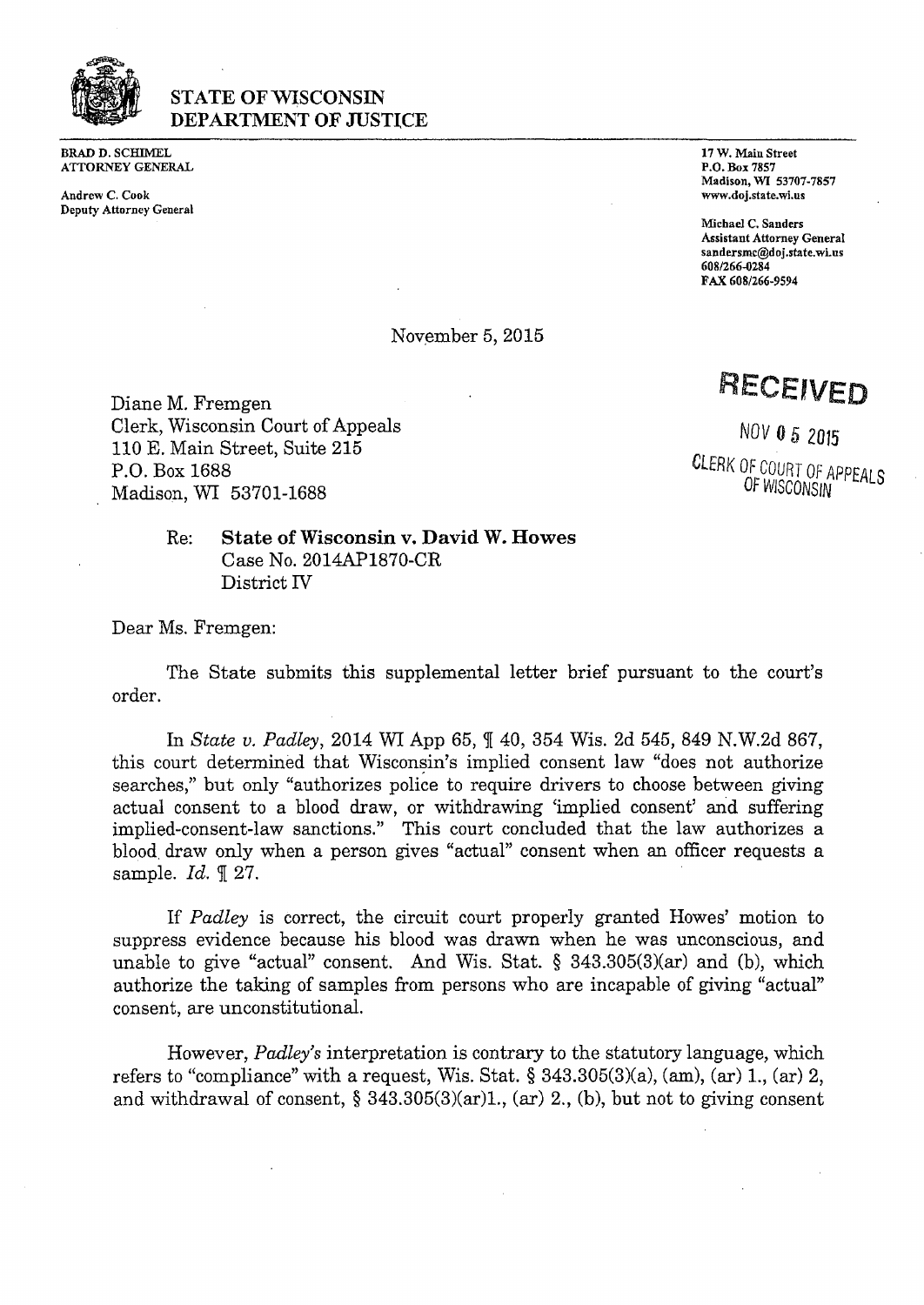**STATE OF WISCONSIN**
**DEPARTMENT OF JUSTICE**

**BRAD D. SCHIMEL**
**ATTORNEY GENERAL**

Andrew C. Cook
Deputy Attorney General

17 W. Main Street
P.O. Box 7857
Madison, WI 53707-7857
www.doj.state.wi.us

Michael C. Sanders
Assistant Attorney General
sandersmc@doj.state.wi.us
608/266-0284
FAX 608/266-9594

November 5, 2015

**RECEIVED**

NOV 05 2015

CLERK OF COURT OF APPEALS
OF WISCONSIN

Diane M. Fremgen
Clerk, Wisconsin Court of Appeals
110 E. Main Street, Suite 215
P.O. Box 1688
Madison, WI 53701-1688

Re: **State of Wisconsin v. David W. Howes**
Case No. 2014AP1870-CR
District IV

Dear Ms. Fremgen:

The State submits this supplemental letter brief pursuant to the court's order.

In *State v. Padley*, 2014 WI App 65, ¶ 40, 354 Wis. 2d 545, 849 N.W.2d 867, this court determined that Wisconsin's implied consent law "does not authorize searches," but only "authorizes police to require drivers to choose between giving actual consent to a blood draw, or withdrawing 'implied consent' and suffering implied-consent-law sanctions." This court concluded that the law authorizes a blood draw only when a person gives "actual" consent when an officer requests a sample. *Id.* ¶ 27.

If *Padley* is correct, the circuit court properly granted Howes' motion to suppress evidence because his blood was drawn when he was unconscious, and unable to give "actual" consent. And Wis. Stat. § 343.305(3)(ar) and (b), which authorize the taking of samples from persons who are incapable of giving "actual" consent, are unconstitutional.

However, *Padley's* interpretation is contrary to the statutory language, which refers to "compliance" with a request, Wis. Stat. § 343.305(3)(a), (am), (ar) 1., (ar) 2, and withdrawal of consent, § 343.305(3)(ar)1., (ar) 2., (b), but not to giving consent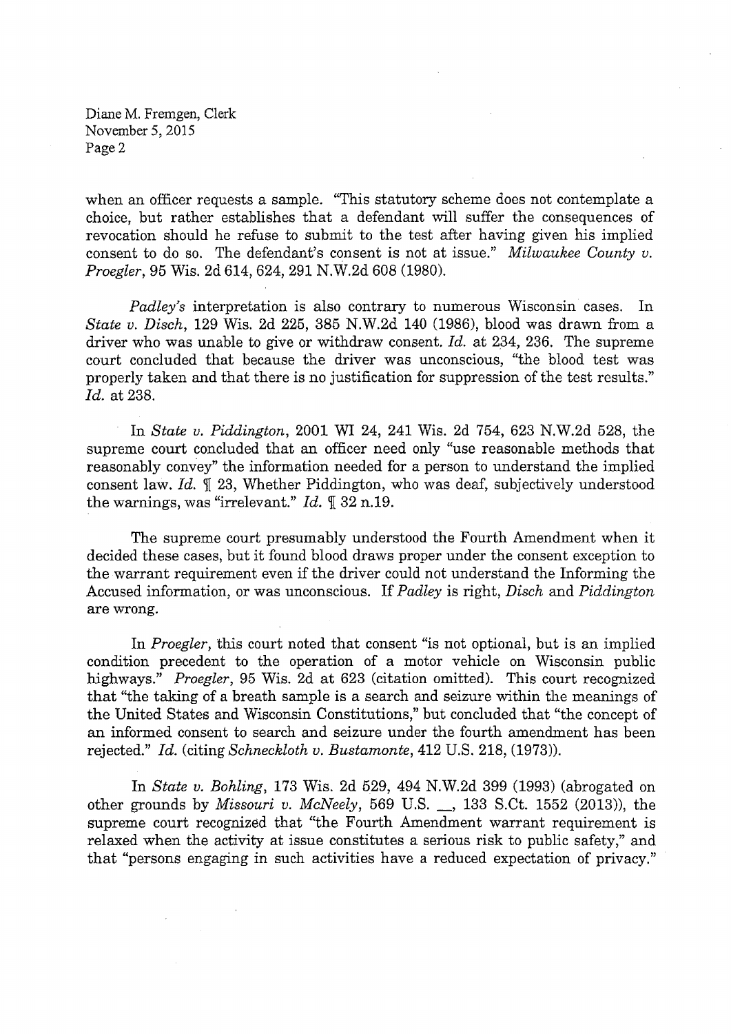when an officer requests a sample. "This statutory scheme does not contemplate a choice, but rather establishes that a defendant will suffer the consequences of revocation should he refuse to submit to the test after having given his implied consent to do so. The defendant's consent is not at issue." *Milwaukee County v. Proegler*, 95 Wis. 2d 614, 624, 291 N.W.2d 608 (1980).

*Padley's* interpretation is also contrary to numerous Wisconsin cases. In *State v. Disch*, 129 Wis. 2d 225, 385 N.W.2d 140 (1986), blood was drawn from a driver who was unable to give or withdraw consent. *Id.* at 234, 236. The supreme court concluded that because the driver was unconscious, "the blood test was properly taken and that there is no justification for suppression of the test results." *Id.* at 238.

In *State v. Piddington*, 2001 WI 24, 241 Wis. 2d 754, 623 N.W.2d 528, the supreme court concluded that an officer need only "use reasonable methods that reasonably convey" the information needed for a person to understand the implied consent law. *Id.* ¶ 23, Whether Piddington, who was deaf, subjectively understood the warnings, was "irrelevant." *Id.* ¶ 32 n.19.

The supreme court presumably understood the Fourth Amendment when it decided these cases, but it found blood draws proper under the consent exception to the warrant requirement even if the driver could not understand the Informing the Accused information, or was unconscious. If *Padley* is right, *Disch* and *Piddington* are wrong.

In *Proegler*, this court noted that consent "is not optional, but is an implied condition precedent to the operation of a motor vehicle on Wisconsin public highways." *Proegler*, 95 Wis. 2d at 623 (citation omitted). This court recognized that "the taking of a breath sample is a search and seizure within the meanings of the United States and Wisconsin Constitutions," but concluded that "the concept of an informed consent to search and seizure under the fourth amendment has been rejected." *Id.* (citing *Schneckloth v. Bustamonte*, 412 U.S. 218, (1973)).

In *State v. Bohling*, 173 Wis. 2d 529, 494 N.W.2d 399 (1993) (abrogated on other grounds by *Missouri v. McNeely*, 569 U.S. __, 133 S.Ct. 1552 (2013)), the supreme court recognized that "the Fourth Amendment warrant requirement is relaxed when the activity at issue constitutes a serious risk to public safety," and that "persons engaging in such activities have a reduced expectation of privacy."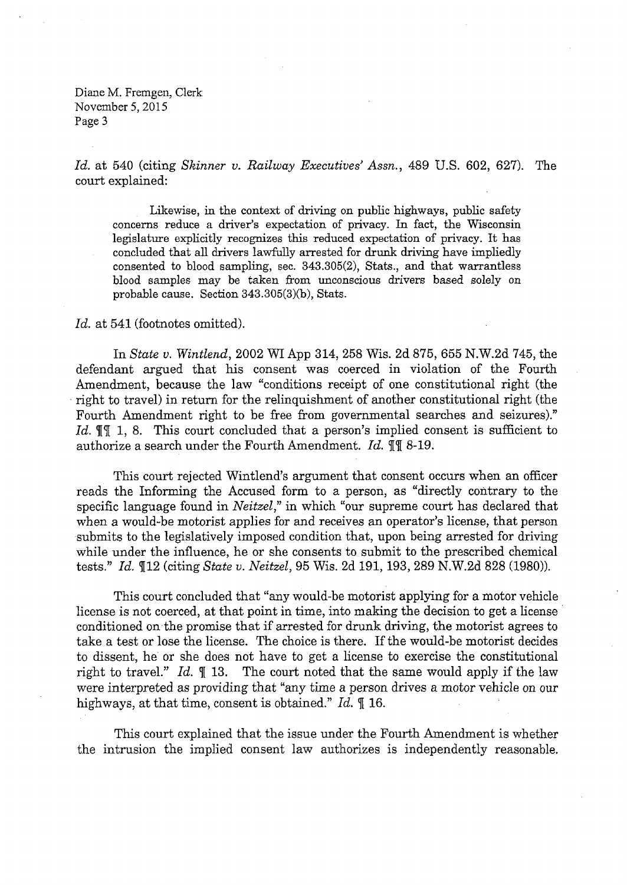*Id.* at 540 (citing *Skinner v. Railway Executives' Assn.*, 489 U.S. 602, 627). The court explained:

> Likewise, in the context of driving on public highways, public safety concerns reduce a driver's expectation of privacy. In fact, the Wisconsin legislature explicitly recognizes this reduced expectation of privacy. It has concluded that all drivers lawfully arrested for drunk driving have impliedly consented to blood sampling, sec. 343.305(2), Stats., and that warrantless blood samples may be taken from unconscious drivers based solely on probable cause. Section 343.305(3)(b), Stats.

*Id.* at 541 (footnotes omitted).

In *State v. Wintlend*, 2002 WI App 314, 258 Wis. 2d 875, 655 N.W.2d 745, the defendant argued that his consent was coerced in violation of the Fourth Amendment, because the law "conditions receipt of one constitutional right (the right to travel) in return for the relinquishment of another constitutional right (the Fourth Amendment right to be free from governmental searches and seizures)." *Id.* ¶¶ 1, 8. This court concluded that a person's implied consent is sufficient to authorize a search under the Fourth Amendment. *Id.* ¶¶ 8-19.

This court rejected Wintlend's argument that consent occurs when an officer reads the Informing the Accused form to a person, as "directly contrary to the specific language found in *Neitzel*," in which "our supreme court has declared that when a would-be motorist applies for and receives an operator's license, that person submits to the legislatively imposed condition that, upon being arrested for driving while under the influence, he or she consents to submit to the prescribed chemical tests." *Id.* ¶12 (citing *State v. Neitzel*, 95 Wis. 2d 191, 193, 289 N.W.2d 828 (1980)).

This court concluded that "any would-be motorist applying for a motor vehicle license is not coerced, at that point in time, into making the decision to get a license conditioned on the promise that if arrested for drunk driving, the motorist agrees to take a test or lose the license. The choice is there. If the would-be motorist decides to dissent, he or she does not have to get a license to exercise the constitutional right to travel." *Id.* ¶ 13. The court noted that the same would apply if the law were interpreted as providing that "any time a person drives a motor vehicle on our highways, at that time, consent is obtained." *Id.* ¶ 16.

This court explained that the issue under the Fourth Amendment is whether the intrusion the implied consent law authorizes is independently reasonable.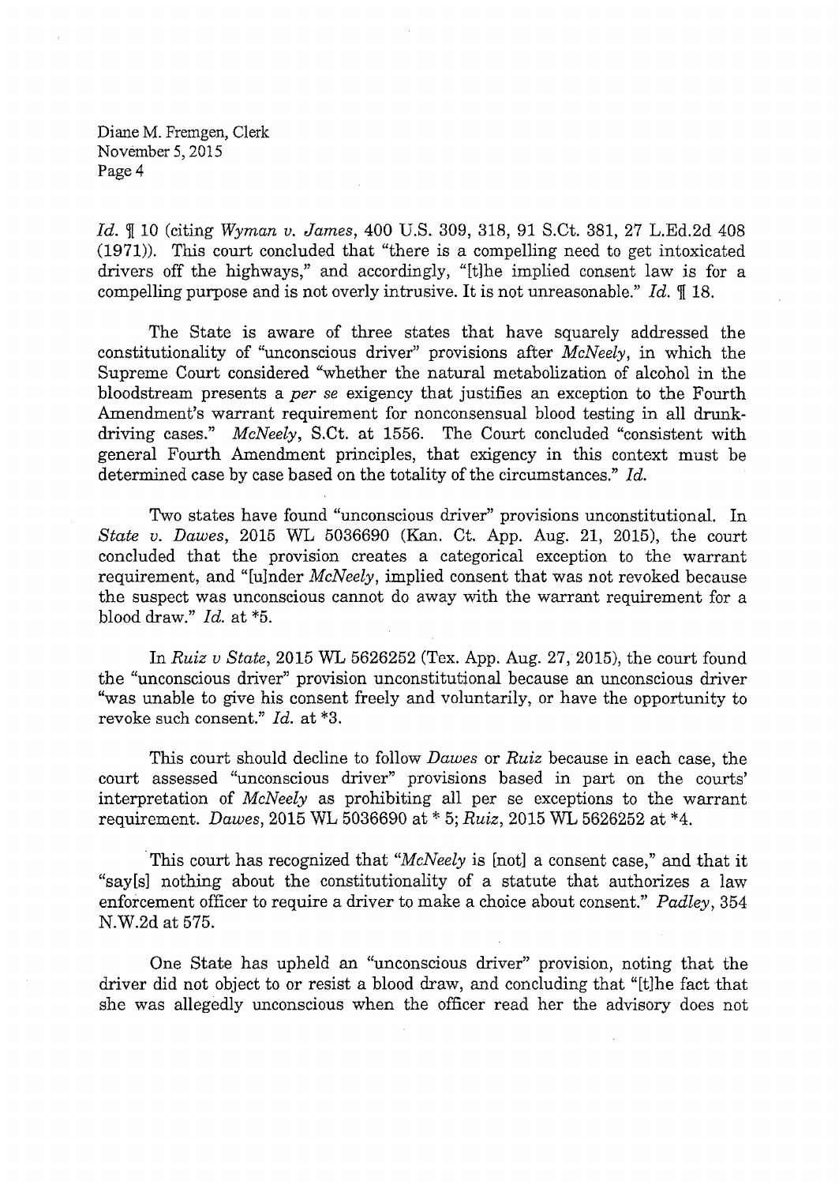*Id.* ¶ 10 (citing *Wyman v. James*, 400 U.S. 309, 318, 91 S.Ct. 381, 27 L.Ed.2d 408 (1971)). This court concluded that "there is a compelling need to get intoxicated drivers off the highways," and accordingly, "[t]he implied consent law is for a compelling purpose and is not overly intrusive. It is not unreasonable." *Id.* ¶ 18.

The State is aware of three states that have squarely addressed the constitutionality of "unconscious driver" provisions after *McNeely*, in which the Supreme Court considered "whether the natural metabolization of alcohol in the bloodstream presents a *per se* exigency that justifies an exception to the Fourth Amendment's warrant requirement for nonconsensual blood testing in all drunk-driving cases." *McNeely*, S.Ct. at 1556. The Court concluded "consistent with general Fourth Amendment principles, that exigency in this context must be determined case by case based on the totality of the circumstances." *Id.*

Two states have found "unconscious driver" provisions unconstitutional. In *State v. Dawes*, 2015 WL 5036690 (Kan. Ct. App. Aug. 21, 2015), the court concluded that the provision creates a categorical exception to the warrant requirement, and "[u]nder *McNeely*, implied consent that was not revoked because the suspect was unconscious cannot do away with the warrant requirement for a blood draw." *Id.* at *5.

In *Ruiz v State*, 2015 WL 5626252 (Tex. App. Aug. 27, 2015), the court found the "unconscious driver" provision unconstitutional because an unconscious driver "was unable to give his consent freely and voluntarily, or have the opportunity to revoke such consent." *Id.* at *3.

This court should decline to follow *Dawes* or *Ruiz* because in each case, the court assessed "unconscious driver" provisions based in part on the courts' interpretation of *McNeely* as prohibiting all per se exceptions to the warrant requirement. *Dawes*, 2015 WL 5036690 at * 5; *Ruiz*, 2015 WL 5626252 at *4.

This court has recognized that "*McNeely* is [not] a consent case," and that it "say[s] nothing about the constitutionality of a statute that authorizes a law enforcement officer to require a driver to make a choice about consent." *Padley*, 354 N.W.2d at 575.

One State has upheld an "unconscious driver" provision, noting that the driver did not object to or resist a blood draw, and concluding that "[t]he fact that she was allegedly unconscious when the officer read her the advisory does not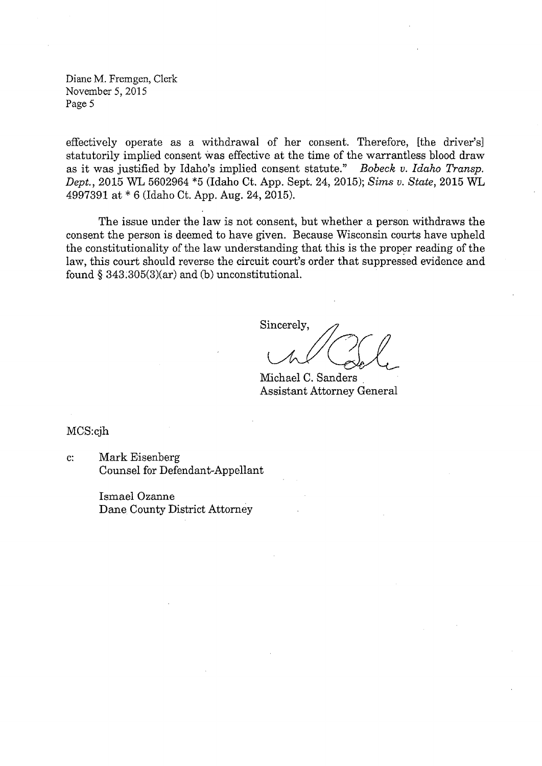effectively operate as a withdrawal of her consent. Therefore, [the driver's] statutorily implied consent was effective at the time of the warrantless blood draw as it was justified by Idaho's implied consent statute." *Bobeck v. Idaho Transp. Dept.*, 2015 WL 5602964 *5 (Idaho Ct. App. Sept. 24, 2015); *Sims v. State*, 2015 WL 4997391 at * 6 (Idaho Ct. App. Aug. 24, 2015).

The issue under the law is not consent, but whether a person withdraws the consent the person is deemed to have given. Because Wisconsin courts have upheld the constitutionality of the law understanding that this is the proper reading of the law, this court should reverse the circuit court's order that suppressed evidence and found § 343.305(3)(ar) and (b) unconstitutional.

Sincerely,

Michael C. Sanders
Assistant Attorney General

MCS:cjh

c: Mark Eisenberg
Counsel for Defendant-Appellant

Ismael Ozanne
Dane County District Attorney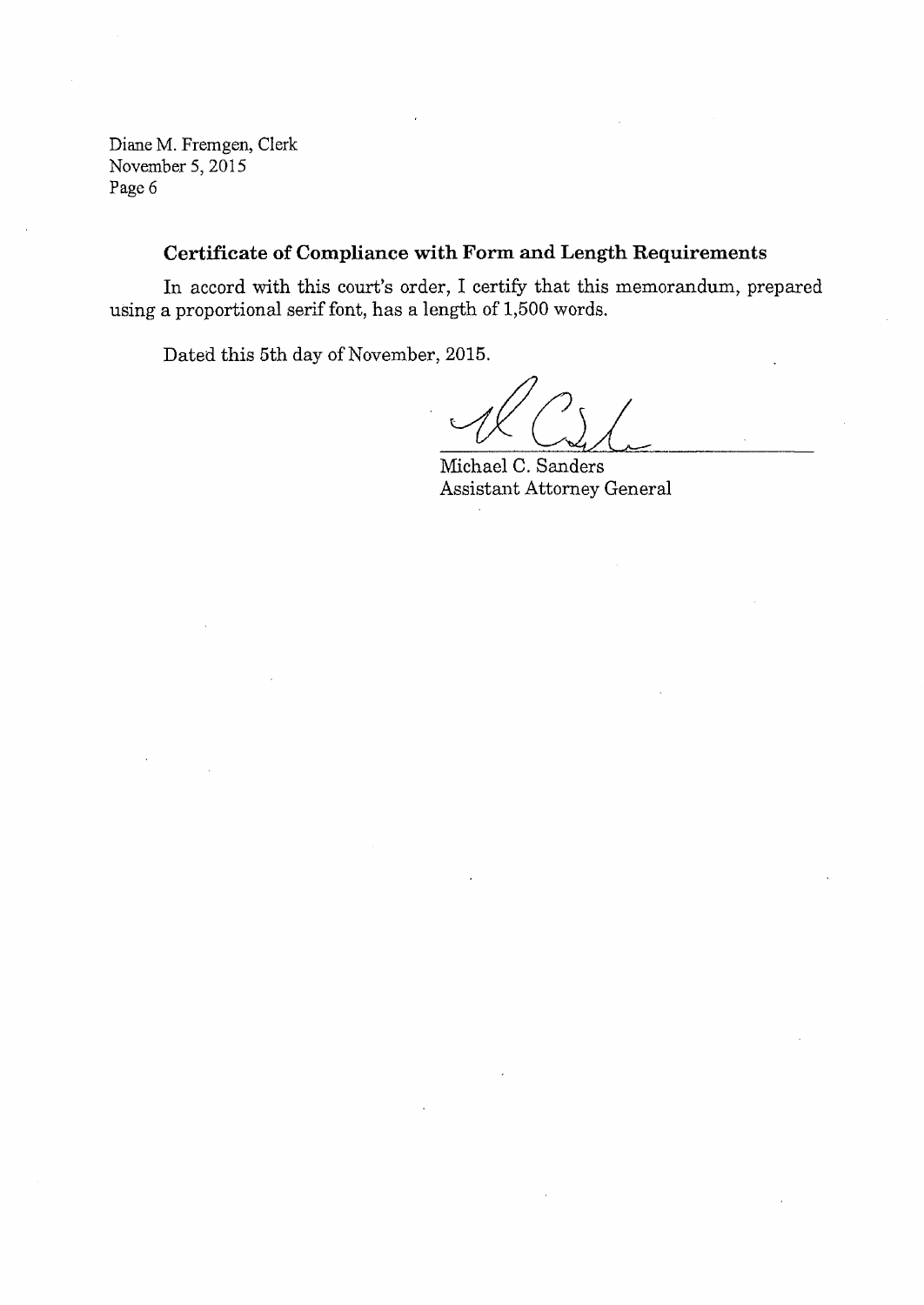Diane M. Fremgen, Clerk
November 5, 2015
Page 6

## Certificate of Compliance with Form and Length Requirements

In accord with this court's order, I certify that this memorandum, prepared using a proportional serif font, has a length of 1,500 words.

Dated this 5th day of November, 2015.

Michael C. Sanders
Assistant Attorney General